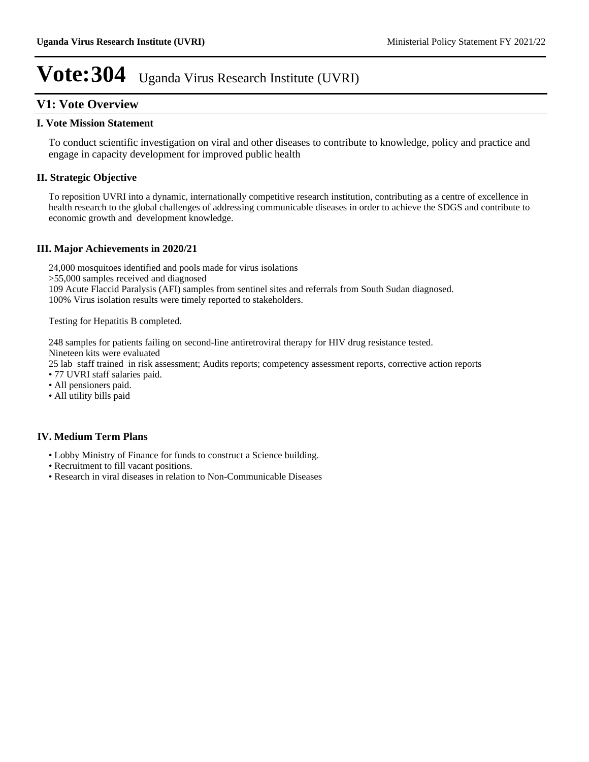# Vote:304 Uganda Virus Research Institute (UVRI)

## V1: Vote Overview

### I. Vote Mission Statement

To conduct scientific investigation on viral and other diseases to contribute to knowledge, policy and practice and engage in capacity development for improved public health

### II. Strategic Objective

To reposition UVRI into a dynamic, internationally competitive research institution, contributing as a centre of excellence in health research to the global challenges of addressing communicable diseases in order to achieve the SDGS and contribute to economic growth and development knowledge.

### III. Major Achievements in 2020/21

24,000 mosquitoes identified and pools made for virus isolations
>55,000 samples received and diagnosed
109 Acute Flaccid Paralysis (AFI) samples from sentinel sites and referrals from South Sudan diagnosed.
100% Virus isolation results were timely reported to stakeholders.

Testing for Hepatitis B completed.

248 samples for patients failing on second-line antiretroviral therapy for HIV drug resistance tested.
Nineteen kits were evaluated
25 lab staff trained in risk assessment; Audits reports; competency assessment reports, corrective action reports

- 77 UVRI staff salaries paid.
- All pensioners paid.
- All utility bills paid

### IV. Medium Term Plans

- Lobby Ministry of Finance for funds to construct a Science building.
- Recruitment to fill vacant positions.
- Research in viral diseases in relation to Non-Communicable Diseases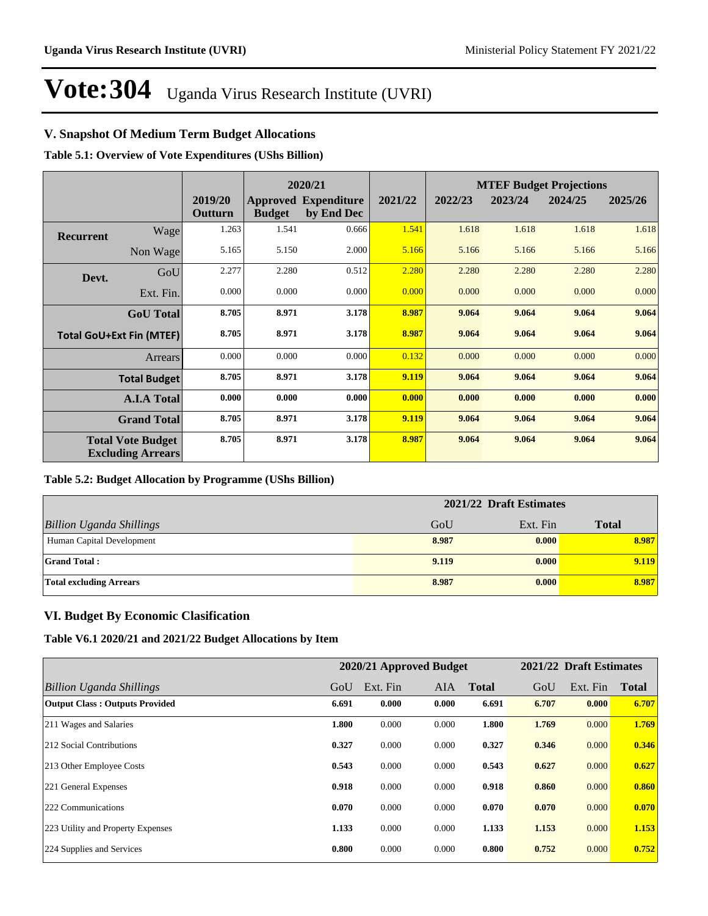# Vote:304 Uganda Virus Research Institute (UVRI)

## V. Snapshot Of Medium Term Budget Allocations

**Table 5.1: Overview of Vote Expenditures (UShs Billion)**

| | | | 2020/21 | | | MTEF Budget Projections | | | |
|---|---|---|---|---|---|---|---|---|---|
| | | 2019/20 Outturn | Approved Budget | Expenditure by End Dec | 2021/22 | 2022/23 | 2023/24 | 2024/25 | 2025/26 |
| Recurrent | Wage | 1.263 | 1.541 | 0.666 | 1.541 | 1.618 | 1.618 | 1.618 | 1.618 |
| | Non Wage | 5.165 | 5.150 | 2.000 | 5.166 | 5.166 | 5.166 | 5.166 | 5.166 |
| Devt. | GoU | 2.277 | 2.280 | 0.512 | 2.280 | 2.280 | 2.280 | 2.280 | 2.280 |
| | Ext. Fin. | 0.000 | 0.000 | 0.000 | 0.000 | 0.000 | 0.000 | 0.000 | 0.000 |
| | **GoU Total** | **8.705** | **8.971** | **3.178** | **8.987** | **9.064** | **9.064** | **9.064** | **9.064** |
| **Total GoU+Ext Fin (MTEF)** | | **8.705** | **8.971** | **3.178** | **8.987** | **9.064** | **9.064** | **9.064** | **9.064** |
| | Arrears | 0.000 | 0.000 | 0.000 | 0.132 | 0.000 | 0.000 | 0.000 | 0.000 |
| | **Total Budget** | **8.705** | **8.971** | **3.178** | **9.119** | **9.064** | **9.064** | **9.064** | **9.064** |
| | **A.I.A Total** | **0.000** | **0.000** | **0.000** | **0.000** | **0.000** | **0.000** | **0.000** | **0.000** |
| | **Grand Total** | **8.705** | **8.971** | **3.178** | **9.119** | **9.064** | **9.064** | **9.064** | **9.064** |
| **Total Vote Budget Excluding Arrears** | | **8.705** | **8.971** | **3.178** | **8.987** | **9.064** | **9.064** | **9.064** | **9.064** |

**Table 5.2: Budget Allocation by Programme (UShs Billion)**

| | 2021/22 Draft Estimates | | |
|---|---|---|---|
| *Billion Uganda Shillings* | GoU | Ext. Fin | **Total** |
| Human Capital Development | **8.987** | **0.000** | **8.987** |
| **Grand Total :** | **9.119** | **0.000** | **9.119** |
| **Total excluding Arrears** | **8.987** | **0.000** | **8.987** |

## VI. Budget By Economic Clasification

**Table V6.1 2020/21 and 2021/22 Budget Allocations by Item**

| | 2020/21 Approved Budget | | | | 2021/22 Draft Estimates | | |
|---|---|---|---|---|---|---|---|
| *Billion Uganda Shillings* | GoU | Ext. Fin | AIA | **Total** | GoU | Ext. Fin | **Total** |
| **Output Class : Outputs Provided** | **6.691** | **0.000** | **0.000** | **6.691** | **6.707** | **0.000** | **6.707** |
| 211 Wages and Salaries | **1.800** | 0.000 | 0.000 | **1.800** | **1.769** | 0.000 | **1.769** |
| 212 Social Contributions | **0.327** | 0.000 | 0.000 | **0.327** | **0.346** | 0.000 | **0.346** |
| 213 Other Employee Costs | **0.543** | 0.000 | 0.000 | **0.543** | **0.627** | 0.000 | **0.627** |
| 221 General Expenses | **0.918** | 0.000 | 0.000 | **0.918** | **0.860** | 0.000 | **0.860** |
| 222 Communications | **0.070** | 0.000 | 0.000 | **0.070** | **0.070** | 0.000 | **0.070** |
| 223 Utility and Property Expenses | **1.133** | 0.000 | 0.000 | **1.133** | **1.153** | 0.000 | **1.153** |
| 224 Supplies and Services | **0.800** | 0.000 | 0.000 | **0.800** | **0.752** | 0.000 | **0.752** |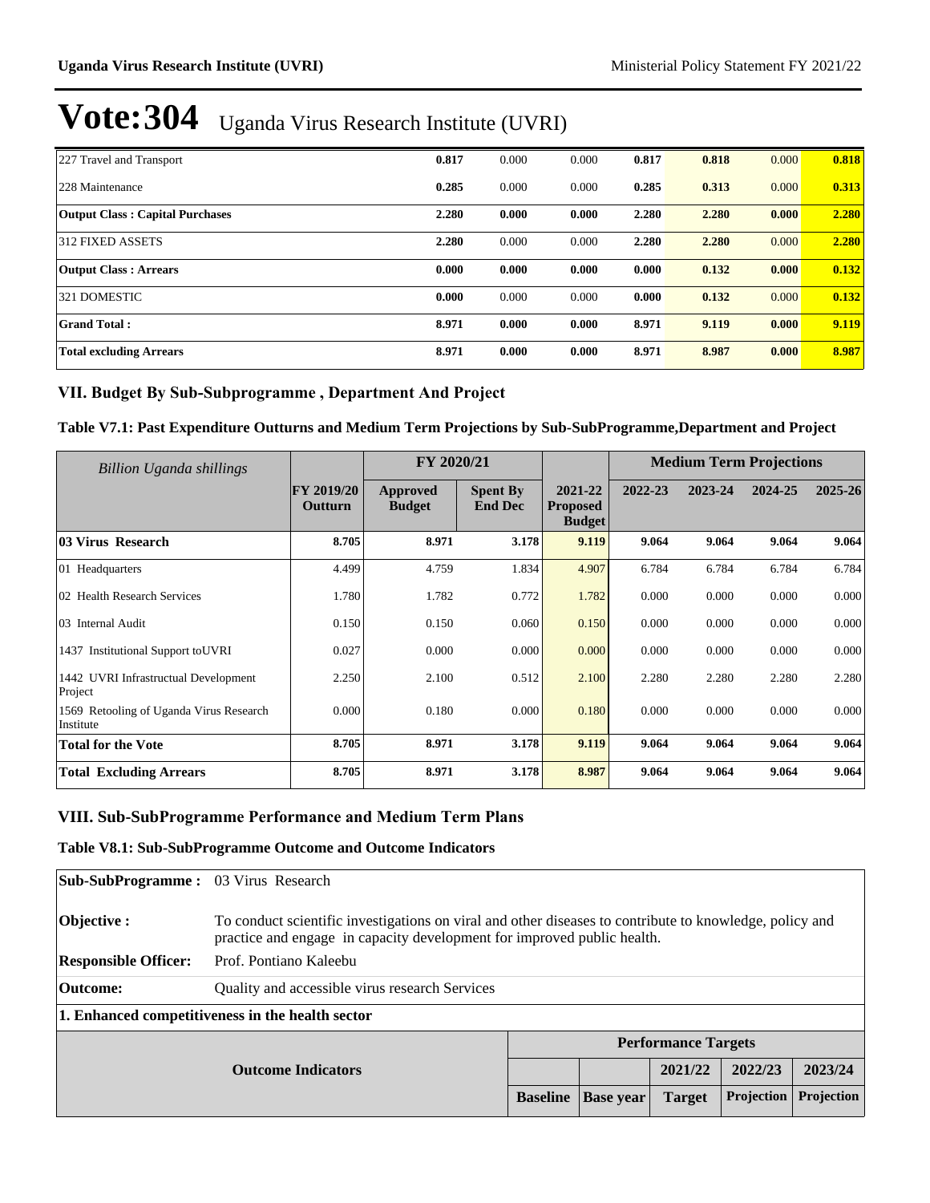# Vote:304 Uganda Virus Research Institute (UVRI)

| | | | | | | | |
|---|---|---|---|---|---|---|---|
| 227 Travel and Transport | **0.817** | 0.000 | 0.000 | **0.817** | **0.818** | 0.000 | **0.818** |
| 228 Maintenance | **0.285** | 0.000 | 0.000 | **0.285** | **0.313** | 0.000 | **0.313** |
| **Output Class : Capital Purchases** | **2.280** | **0.000** | **0.000** | **2.280** | **2.280** | **0.000** | **2.280** |
| 312 FIXED ASSETS | **2.280** | 0.000 | 0.000 | **2.280** | **2.280** | 0.000 | **2.280** |
| **Output Class : Arrears** | **0.000** | **0.000** | **0.000** | **0.000** | **0.132** | **0.000** | **0.132** |
| 321 DOMESTIC | **0.000** | 0.000 | 0.000 | **0.000** | **0.132** | 0.000 | **0.132** |
| **Grand Total :** | **8.971** | **0.000** | **0.000** | **8.971** | **9.119** | **0.000** | **9.119** |
| **Total excluding Arrears** | **8.971** | **0.000** | **0.000** | **8.971** | **8.987** | **0.000** | **8.987** |

## VII. Budget By Sub-Subprogramme , Department And Project

### Table V7.1: Past Expenditure Outturns and Medium Term Projections by Sub-SubProgramme,Department and Project

| *Billion Uganda shillings* | | FY 2020/21 | | | Medium Term Projections | | | |
|---|---|---|---|---|---|---|---|---|
| | **FY 2019/20 Outturn** | **Approved Budget** | **Spent By End Dec** | **2021-22 Proposed Budget** | **2022-23** | **2023-24** | **2024-25** | **2025-26** |
| **03 Virus Research** | **8.705** | **8.971** | **3.178** | **9.119** | **9.064** | **9.064** | **9.064** | **9.064** |
| 01 Headquarters | 4.499 | 4.759 | 1.834 | 4.907 | 6.784 | 6.784 | 6.784 | 6.784 |
| 02 Health Research Services | 1.780 | 1.782 | 0.772 | 1.782 | 0.000 | 0.000 | 0.000 | 0.000 |
| 03 Internal Audit | 0.150 | 0.150 | 0.060 | 0.150 | 0.000 | 0.000 | 0.000 | 0.000 |
| 1437 Institutional Support toUVRI | 0.027 | 0.000 | 0.000 | 0.000 | 0.000 | 0.000 | 0.000 | 0.000 |
| 1442 UVRI Infrastructual Development Project | 2.250 | 2.100 | 0.512 | 2.100 | 2.280 | 2.280 | 2.280 | 2.280 |
| 1569 Retooling of Uganda Virus Research Institute | 0.000 | 0.180 | 0.000 | 0.180 | 0.000 | 0.000 | 0.000 | 0.000 |
| **Total for the Vote** | **8.705** | **8.971** | **3.178** | **9.119** | **9.064** | **9.064** | **9.064** | **9.064** |
| **Total Excluding Arrears** | **8.705** | **8.971** | **3.178** | **8.987** | **9.064** | **9.064** | **9.064** | **9.064** |

## VIII. Sub-SubProgramme Performance and Medium Term Plans

### Table V8.1: Sub-SubProgramme Outcome and Outcome Indicators

**Sub-SubProgramme :** 03 Virus Research

**Objective :** To conduct scientific investigations on viral and other diseases to contribute to knowledge, policy and practice and engage in capacity development for improved public health.

**Responsible Officer:** Prof. Pontiano Kaleebu

**Outcome:** Quality and accessible virus research Services

**1. Enhanced competitiveness in the health sector**

| Outcome Indicators | Performance Targets | | | | |
|---|---|---|---|---|---|
| | | | 2021/22 | 2022/23 | 2023/24 |
| | **Baseline** | **Base year** | **Target** | **Projection** | **Projection** |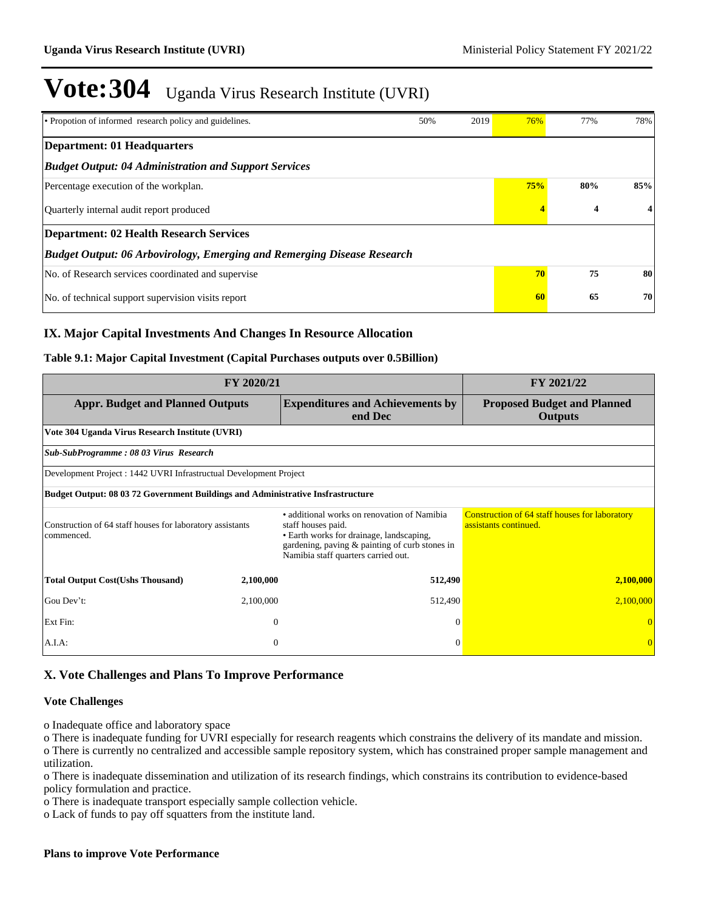# Vote:304 Uganda Virus Research Institute (UVRI)

| | | | | | |
|---|---|---|---|---|---|
| • Propotion of informed research policy and guidelines. | 50% | 2019 | 76% | 77% | 78% |
| **Department: 01 Headquarters** | | | | | |
| ***Budget Output: 04 Administration and Support Services*** | | | | | |
| Percentage execution of the workplan. | | | **75%** | **80%** | **85%** |
| Quarterly internal audit report produced | | | **4** | **4** | **4** |
| **Department: 02 Health Research Services** | | | | | |
| ***Budget Output: 06 Arbovirology, Emerging and Remerging Disease Research*** | | | | | |
| No. of Research services coordinated and supervise | | | **70** | **75** | **80** |
| No. of technical support supervision visits report | | | **60** | **65** | **70** |

## IX. Major Capital Investments And Changes In Resource Allocation

### Table 9.1: Major Capital Investment (Capital Purchases outputs over 0.5Billion)

| FY 2020/21 | | | FY 2021/22 |
|---|---|---|---|
| **Appr. Budget and Planned Outputs** | | **Expenditures and Achievements by end Dec** | **Proposed Budget and Planned Outputs** |
| **Vote 304 Uganda Virus Research Institute (UVRI)** | | | |
| ***Sub-SubProgramme : 08 03 Virus Research*** | | | |
| Development Project : 1442 UVRI Infrastructual Development Project | | | |
| **Budget Output: 08 03 72 Government Buildings and Administrative Insfrastructure** | | | |
| Construction of 64 staff houses for laboratory assistants commenced. | | • additional works on renovation of Namibia staff houses paid.<br>• Earth works for drainage, landscaping, gardening, paving & painting of curb stones in Namibia staff quarters carried out. | Construction of 64 staff houses for laboratory assistants continued. |
| **Total Output Cost(Ushs Thousand)** | **2,100,000** | **512,490** | **2,100,000** |
| Gou Dev't: | 2,100,000 | 512,490 | 2,100,000 |
| Ext Fin: | 0 | 0 | 0 |
| A.I.A: | 0 | 0 | 0 |

## X. Vote Challenges and Plans To Improve Performance

### Vote Challenges

o Inadequate office and laboratory space
o There is inadequate funding for UVRI especially for research reagents which constrains the delivery of its mandate and mission.
o There is currently no centralized and accessible sample repository system, which has constrained proper sample management and utilization.
o There is inadequate dissemination and utilization of its research findings, which constrains its contribution to evidence-based policy formulation and practice.
o There is inadequate transport especially sample collection vehicle.
o Lack of funds to pay off squatters from the institute land.

### Plans to improve Vote Performance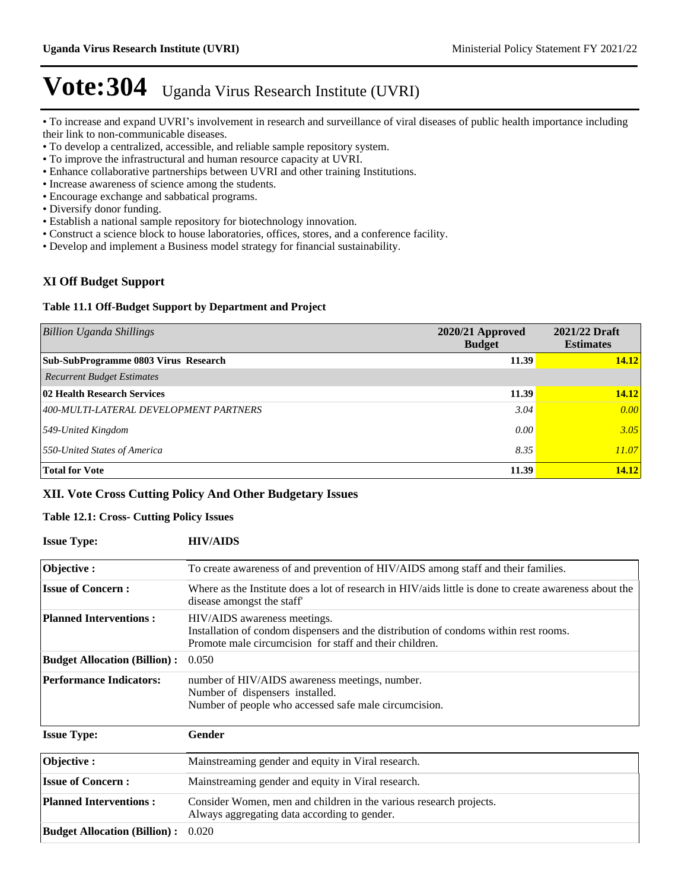# Vote:304 Uganda Virus Research Institute (UVRI)

- To increase and expand UVRI's involvement in research and surveillance of viral diseases of public health importance including their link to non-communicable diseases.
- To develop a centralized, accessible, and reliable sample repository system.
- To improve the infrastructural and human resource capacity at UVRI.
- Enhance collaborative partnerships between UVRI and other training Institutions.
- Increase awareness of science among the students.
- Encourage exchange and sabbatical programs.
- Diversify donor funding.
- Establish a national sample repository for biotechnology innovation.
- Construct a science block to house laboratories, offices, stores, and a conference facility.
- Develop and implement a Business model strategy for financial sustainability.

## XI Off Budget Support

### Table 11.1 Off-Budget Support by Department and Project

| *Billion Uganda Shillings* | 2020/21 Approved Budget | 2021/22 Draft Estimates |
|---|---|---|
| **Sub-SubProgramme 0803 Virus Research** | **11.39** | **14.12** |
| *Recurrent Budget Estimates* | | |
| **02 Health Research Services** | **11.39** | **14.12** |
| *400-MULTI-LATERAL DEVELOPMENT PARTNERS* | *3.04* | *0.00* |
| *549-United Kingdom* | *0.00* | *3.05* |
| *550-United States of America* | *8.35* | *11.07* |
| **Total for Vote** | **11.39** | **14.12** |

## XII. Vote Cross Cutting Policy And Other Budgetary Issues

### Table 12.1: Cross- Cutting Policy Issues

**Issue Type:** **HIV/AIDS**

| | |
|---|---|
| **Objective :** | To create awareness of and prevention of HIV/AIDS among staff and their families. |
| **Issue of Concern :** | Where as the Institute does a lot of research in HIV/aids little is done to create awareness about the disease amongst the staff' |
| **Planned Interventions :** | HIV/AIDS awareness meetings.<br>Installation of condom dispensers and the distribution of condoms within rest rooms.<br>Promote male circumcision for staff and their children. |
| **Budget Allocation (Billion) :** | 0.050 |
| **Performance Indicators:** | number of HIV/AIDS awareness meetings, number.<br>Number of dispensers installed.<br>Number of people who accessed safe male circumcision. |

**Issue Type:** **Gender**

| | |
|---|---|
| **Objective :** | Mainstreaming gender and equity in Viral research. |
| **Issue of Concern :** | Mainstreaming gender and equity in Viral research. |
| **Planned Interventions :** | Consider Women, men and children in the various research projects.<br>Always aggregating data according to gender. |
| **Budget Allocation (Billion) :** | 0.020 |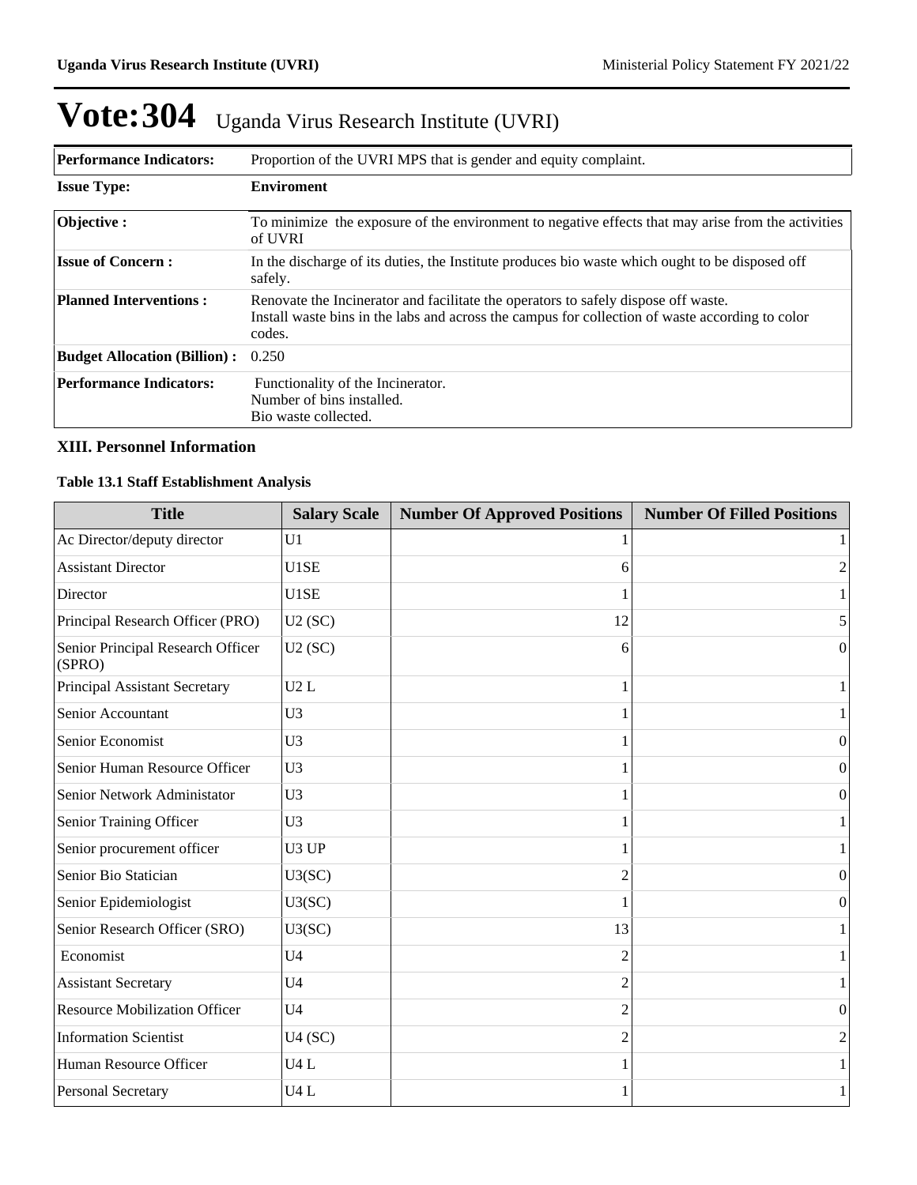# Vote:304 Uganda Virus Research Institute (UVRI)

| **Performance Indicators:** | Proportion of the UVRI MPS that is gender and equity complaint. |
|---|---|

| **Issue Type:** | **Enviroment** |
|---|---|
| **Objective :** | To minimize the exposure of the environment to negative effects that may arise from the activities of UVRI |
| **Issue of Concern :** | In the discharge of its duties, the Institute produces bio waste which ought to be disposed off safely. |
| **Planned Interventions :** | Renovate the Incinerator and facilitate the operators to safely dispose off waste.<br>Install waste bins in the labs and across the campus for collection of waste according to color codes. |
| **Budget Allocation (Billion) :** | 0.250 |
| **Performance Indicators:** | Functionality of the Incinerator.<br>Number of bins installed.<br>Bio waste collected. |

### XIII. Personnel Information

**Table 13.1 Staff Establishment Analysis**

| Title | Salary Scale | Number Of Approved Positions | Number Of Filled Positions |
|---|---|---|---|
| Ac Director/deputy director | U1 | 1 | 1 |
| Assistant Director | U1SE | 6 | 2 |
| Director | U1SE | 1 | 1 |
| Principal Research Officer (PRO) | U2 (SC) | 12 | 5 |
| Senior Principal Research Officer (SPRO) | U2 (SC) | 6 | 0 |
| Principal Assistant Secretary | U2 L | 1 | 1 |
| Senior Accountant | U3 | 1 | 1 |
| Senior Economist | U3 | 1 | 0 |
| Senior Human Resource Officer | U3 | 1 | 0 |
| Senior Network Administator | U3 | 1 | 0 |
| Senior Training Officer | U3 | 1 | 1 |
| Senior procurement officer | U3 UP | 1 | 1 |
| Senior Bio Statician | U3(SC) | 2 | 0 |
| Senior Epidemiologist | U3(SC) | 1 | 0 |
| Senior Research Officer (SRO) | U3(SC) | 13 | 1 |
| Economist | U4 | 2 | 1 |
| Assistant Secretary | U4 | 2 | 1 |
| Resource Mobilization Officer | U4 | 2 | 0 |
| Information Scientist | U4 (SC) | 2 | 2 |
| Human Resource Officer | U4 L | 1 | 1 |
| Personal Secretary | U4 L | 1 | 1 |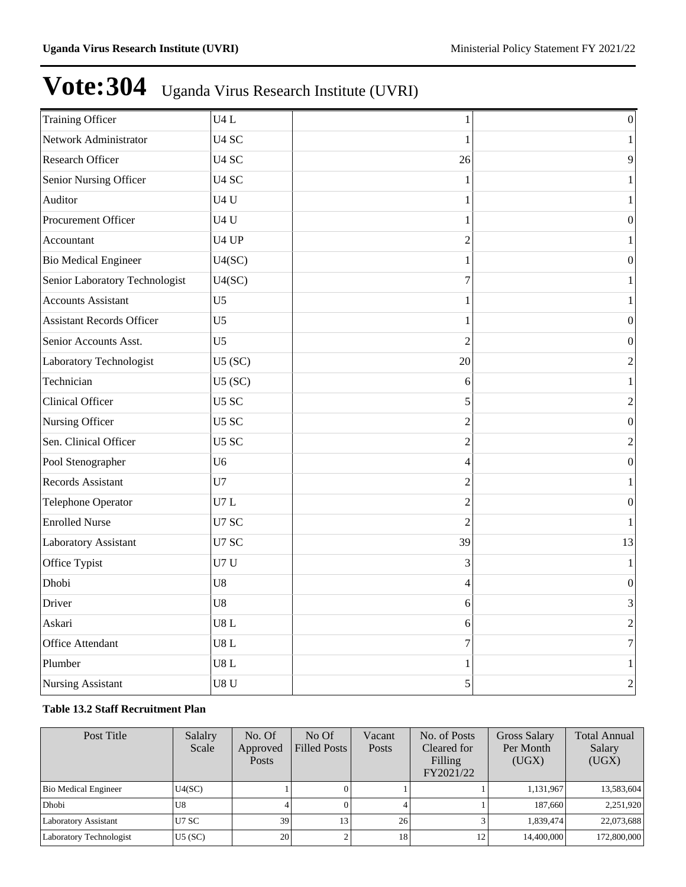# Vote:304 Uganda Virus Research Institute (UVRI)

| | | | |
|---|---|---|---|
| Training Officer | U4 L | 1 | 0 |
| Network Administrator | U4 SC | 1 | 1 |
| Research Officer | U4 SC | 26 | 9 |
| Senior Nursing Officer | U4 SC | 1 | 1 |
| Auditor | U4 U | 1 | 1 |
| Procurement Officer | U4 U | 1 | 0 |
| Accountant | U4 UP | 2 | 1 |
| Bio Medical Engineer | U4(SC) | 1 | 0 |
| Senior Laboratory Technologist | U4(SC) | 7 | 1 |
| Accounts Assistant | U5 | 1 | 1 |
| Assistant Records Officer | U5 | 1 | 0 |
| Senior Accounts Asst. | U5 | 2 | 0 |
| Laboratory Technologist | U5 (SC) | 20 | 2 |
| Technician | U5 (SC) | 6 | 1 |
| Clinical Officer | U5 SC | 5 | 2 |
| Nursing Officer | U5 SC | 2 | 0 |
| Sen. Clinical Officer | U5 SC | 2 | 2 |
| Pool Stenographer | U6 | 4 | 0 |
| Records Assistant | U7 | 2 | 1 |
| Telephone Operator | U7 L | 2 | 0 |
| Enrolled Nurse | U7 SC | 2 | 1 |
| Laboratory Assistant | U7 SC | 39 | 13 |
| Office Typist | U7 U | 3 | 1 |
| Dhobi | U8 | 4 | 0 |
| Driver | U8 | 6 | 3 |
| Askari | U8 L | 6 | 2 |
| Office Attendant | U8 L | 7 | 7 |
| Plumber | U8 L | 1 | 1 |
| Nursing Assistant | U8 U | 5 | 2 |

**Table 13.2 Staff Recruitment Plan**

| Post Title | Salalry Scale | No. Of Approved Posts | No Of Filled Posts | Vacant Posts | No. of Posts Cleared for Filling FY2021/22 | Gross Salary Per Month (UGX) | Total Annual Salary (UGX) |
|---|---|---|---|---|---|---|---|
| Bio Medical Engineer | U4(SC) | 1 | 0 | 1 | 1 | 1,131,967 | 13,583,604 |
| Dhobi | U8 | 4 | 0 | 4 | 1 | 187,660 | 2,251,920 |
| Laboratory Assistant | U7 SC | 39 | 13 | 26 | 3 | 1,839,474 | 22,073,688 |
| Laboratory Technologist | U5 (SC) | 20 | 2 | 18 | 12 | 14,400,000 | 172,800,000 |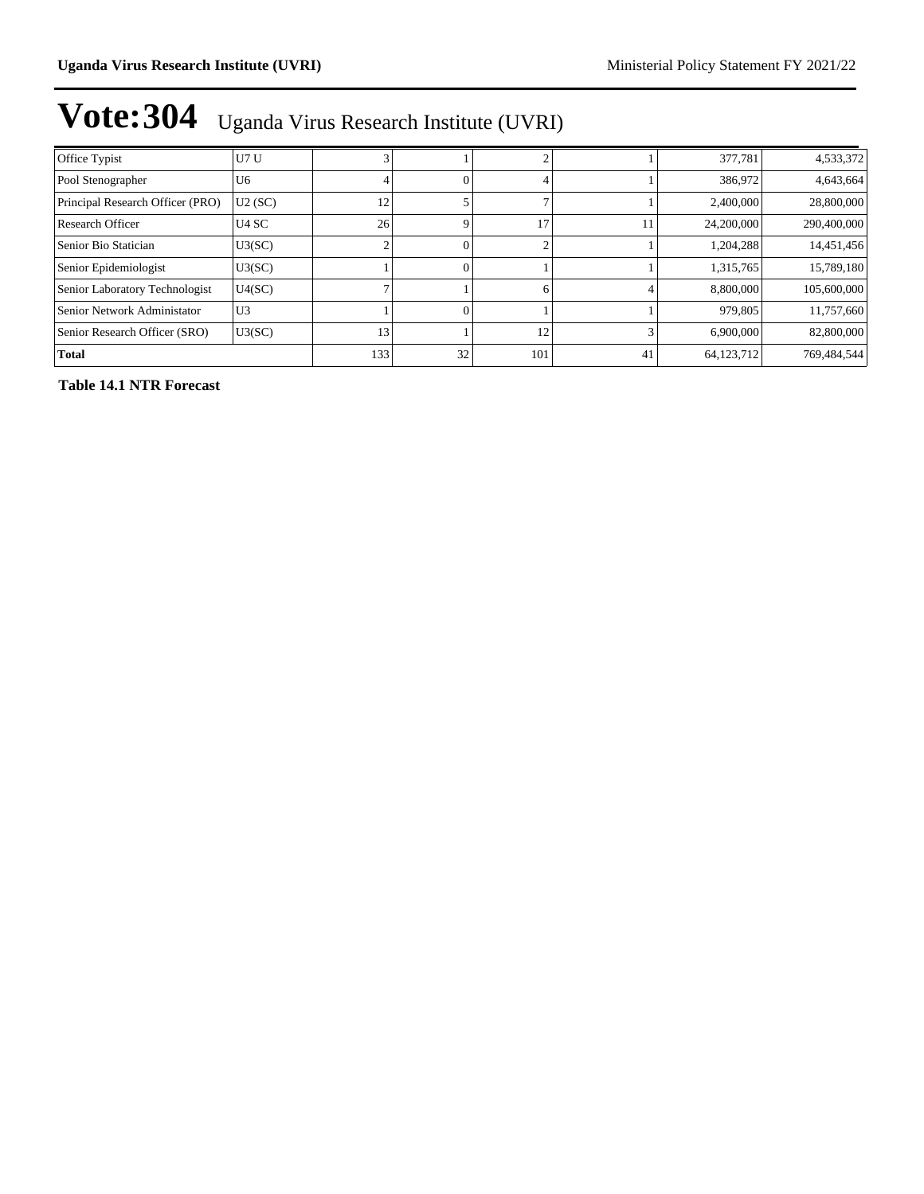# Vote:304 Uganda Virus Research Institute (UVRI)

| | | | | | | | |
|---|---|---|---|---|---|---|---|
| Office Typist | U7 U | 3 | 1 | 2 | 1 | 377,781 | 4,533,372 |
| Pool Stenographer | U6 | 4 | 0 | 4 | 1 | 386,972 | 4,643,664 |
| Principal Research Officer (PRO) | U2 (SC) | 12 | 5 | 7 | 1 | 2,400,000 | 28,800,000 |
| Research Officer | U4 SC | 26 | 9 | 17 | 11 | 24,200,000 | 290,400,000 |
| Senior Bio Statician | U3(SC) | 2 | 0 | 2 | 1 | 1,204,288 | 14,451,456 |
| Senior Epidemiologist | U3(SC) | 1 | 0 | 1 | 1 | 1,315,765 | 15,789,180 |
| Senior Laboratory Technologist | U4(SC) | 7 | 1 | 6 | 4 | 8,800,000 | 105,600,000 |
| Senior Network Administator | U3 | 1 | 0 | 1 | 1 | 979,805 | 11,757,660 |
| Senior Research Officer (SRO) | U3(SC) | 13 | 1 | 12 | 3 | 6,900,000 | 82,800,000 |
| **Total** | | 133 | 32 | 101 | 41 | 64,123,712 | 769,484,544 |

**Table 14.1 NTR Forecast**